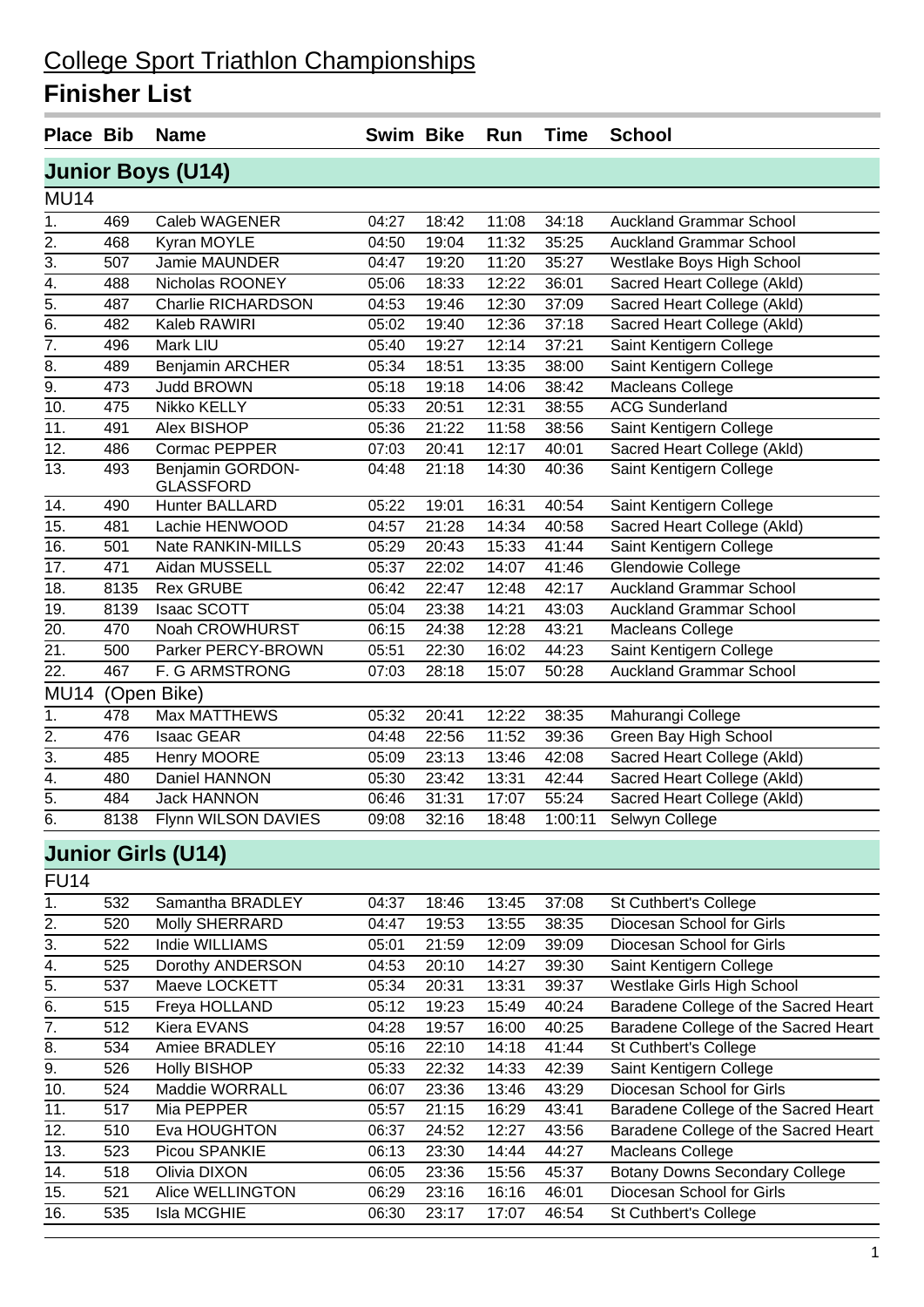# College Sport Triathlon Championships

## Finisher List

| Place | Bib | Name | Swim | Bike | Run | Time | School |
|---|---|---|---|---|---|---|---|
| **Junior Boys (U14)** | | | | | | | |
| MU14 | | | | | | | |
| 1. | 469 | Caleb WAGENER | 04:27 | 18:42 | 11:08 | 34:18 | Auckland Grammar School |
| 2. | 468 | Kyran MOYLE | 04:50 | 19:04 | 11:32 | 35:25 | Auckland Grammar School |
| 3. | 507 | Jamie MAUNDER | 04:47 | 19:20 | 11:20 | 35:27 | Westlake Boys High School |
| 4. | 488 | Nicholas ROONEY | 05:06 | 18:33 | 12:22 | 36:01 | Sacred Heart College (Akld) |
| 5. | 487 | Charlie RICHARDSON | 04:53 | 19:46 | 12:30 | 37:09 | Sacred Heart College (Akld) |
| 6. | 482 | Kaleb RAWIRI | 05:02 | 19:40 | 12:36 | 37:18 | Sacred Heart College (Akld) |
| 7. | 496 | Mark LIU | 05:40 | 19:27 | 12:14 | 37:21 | Saint Kentigern College |
| 8. | 489 | Benjamin ARCHER | 05:34 | 18:51 | 13:35 | 38:00 | Saint Kentigern College |
| 9. | 473 | Judd BROWN | 05:18 | 19:18 | 14:06 | 38:42 | Macleans College |
| 10. | 475 | Nikko KELLY | 05:33 | 20:51 | 12:31 | 38:55 | ACG Sunderland |
| 11. | 491 | Alex BISHOP | 05:36 | 21:22 | 11:58 | 38:56 | Saint Kentigern College |
| 12. | 486 | Cormac PEPPER | 07:03 | 20:41 | 12:17 | 40:01 | Sacred Heart College (Akld) |
| 13. | 493 | Benjamin GORDON-GLASSFORD | 04:48 | 21:18 | 14:30 | 40:36 | Saint Kentigern College |
| 14. | 490 | Hunter BALLARD | 05:22 | 19:01 | 16:31 | 40:54 | Saint Kentigern College |
| 15. | 481 | Lachie HENWOOD | 04:57 | 21:28 | 14:34 | 40:58 | Sacred Heart College (Akld) |
| 16. | 501 | Nate RANKIN-MILLS | 05:29 | 20:43 | 15:33 | 41:44 | Saint Kentigern College |
| 17. | 471 | Aidan MUSSELL | 05:37 | 22:02 | 14:07 | 41:46 | Glendowie College |
| 18. | 8135 | Rex GRUBE | 06:42 | 22:47 | 12:48 | 42:17 | Auckland Grammar School |
| 19. | 8139 | Isaac SCOTT | 05:04 | 23:38 | 14:21 | 43:03 | Auckland Grammar School |
| 20. | 470 | Noah CROWHURST | 06:15 | 24:38 | 12:28 | 43:21 | Macleans College |
| 21. | 500 | Parker PERCY-BROWN | 05:51 | 22:30 | 16:02 | 44:23 | Saint Kentigern College |
| 22. | 467 | F. G ARMSTRONG | 07:03 | 28:18 | 15:07 | 50:28 | Auckland Grammar School |
| MU14 (Open Bike) | | | | | | | |
| 1. | 478 | Max MATTHEWS | 05:32 | 20:41 | 12:22 | 38:35 | Mahurangi College |
| 2. | 476 | Isaac GEAR | 04:48 | 22:56 | 11:52 | 39:36 | Green Bay High School |
| 3. | 485 | Henry MOORE | 05:09 | 23:13 | 13:46 | 42:08 | Sacred Heart College (Akld) |
| 4. | 480 | Daniel HANNON | 05:30 | 23:42 | 13:31 | 42:44 | Sacred Heart College (Akld) |
| 5. | 484 | Jack HANNON | 06:46 | 31:31 | 17:07 | 55:24 | Sacred Heart College (Akld) |
| 6. | 8138 | Flynn WILSON DAVIES | 09:08 | 32:16 | 18:48 | 1:00:11 | Selwyn College |
| **Junior Girls (U14)** | | | | | | | |
| FU14 | | | | | | | |
| 1. | 532 | Samantha BRADLEY | 04:37 | 18:46 | 13:45 | 37:08 | St Cuthbert's College |
| 2. | 520 | Molly SHERRARD | 04:47 | 19:53 | 13:55 | 38:35 | Diocesan School for Girls |
| 3. | 522 | Indie WILLIAMS | 05:01 | 21:59 | 12:09 | 39:09 | Diocesan School for Girls |
| 4. | 525 | Dorothy ANDERSON | 04:53 | 20:10 | 14:27 | 39:30 | Saint Kentigern College |
| 5. | 537 | Maeve LOCKETT | 05:34 | 20:31 | 13:31 | 39:37 | Westlake Girls High School |
| 6. | 515 | Freya HOLLAND | 05:12 | 19:23 | 15:49 | 40:24 | Baradene College of the Sacred Heart |
| 7. | 512 | Kiera EVANS | 04:28 | 19:57 | 16:00 | 40:25 | Baradene College of the Sacred Heart |
| 8. | 534 | Amiee BRADLEY | 05:16 | 22:10 | 14:18 | 41:44 | St Cuthbert's College |
| 9. | 526 | Holly BISHOP | 05:33 | 22:32 | 14:33 | 42:39 | Saint Kentigern College |
| 10. | 524 | Maddie WORRALL | 06:07 | 23:36 | 13:46 | 43:29 | Diocesan School for Girls |
| 11. | 517 | Mia PEPPER | 05:57 | 21:15 | 16:29 | 43:41 | Baradene College of the Sacred Heart |
| 12. | 510 | Eva HOUGHTON | 06:37 | 24:52 | 12:27 | 43:56 | Baradene College of the Sacred Heart |
| 13. | 523 | Picou SPANKIE | 06:13 | 23:30 | 14:44 | 44:27 | Macleans College |
| 14. | 518 | Olivia DIXON | 06:05 | 23:36 | 15:56 | 45:37 | Botany Downs Secondary College |
| 15. | 521 | Alice WELLINGTON | 06:29 | 23:16 | 16:16 | 46:01 | Diocesan School for Girls |
| 16. | 535 | Isla MCGHIE | 06:30 | 23:17 | 17:07 | 46:54 | St Cuthbert's College |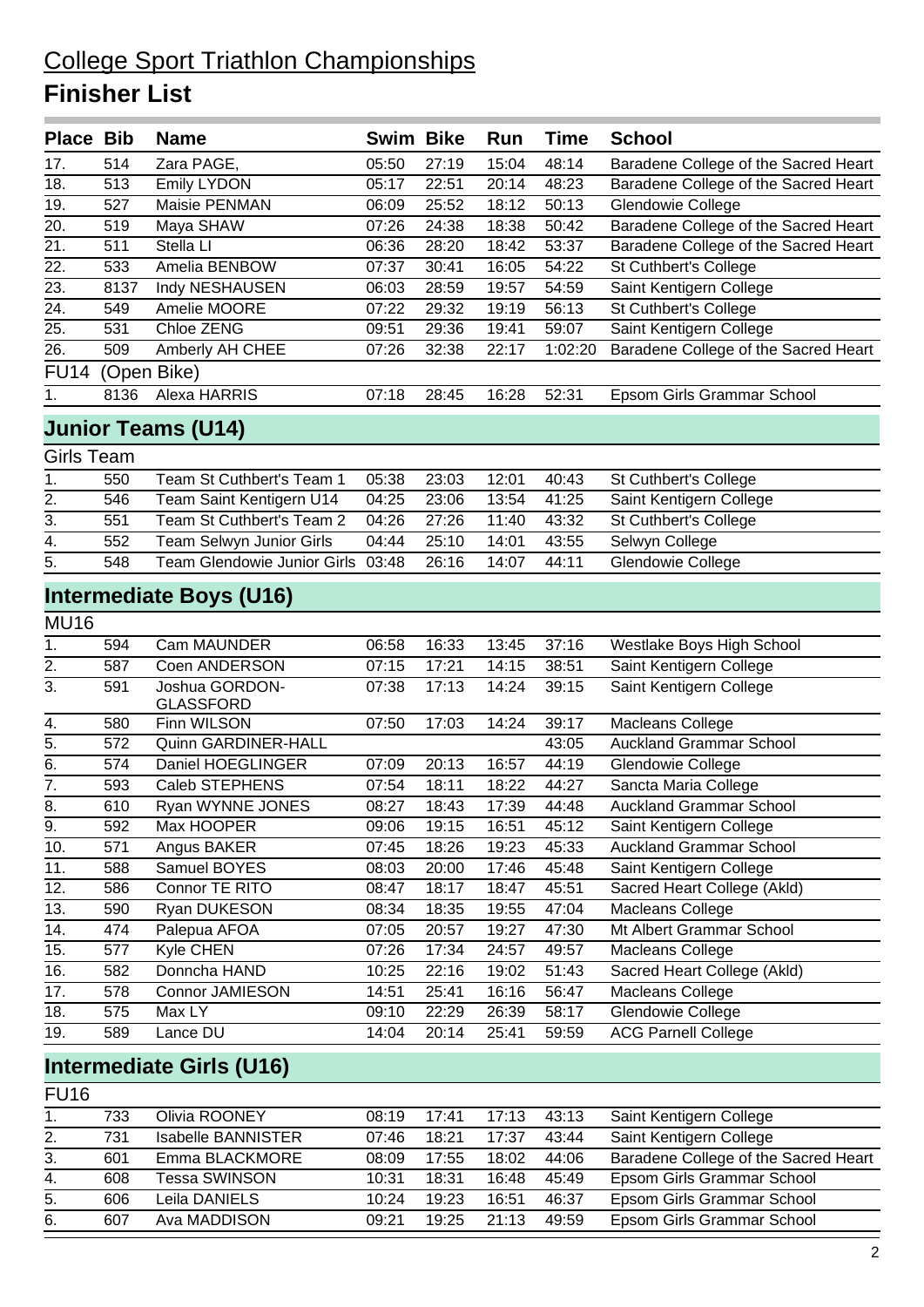# College Sport Triathlon Championships

## Finisher List

| Place | Bib | Name | Swim | Bike | Run | Time | School |
|---|---|---|---|---|---|---|---|
| 17. | 514 | Zara PAGE, | 05:50 | 27:19 | 15:04 | 48:14 | Baradene College of the Sacred Heart |
| 18. | 513 | Emily LYDON | 05:17 | 22:51 | 20:14 | 48:23 | Baradene College of the Sacred Heart |
| 19. | 527 | Maisie PENMAN | 06:09 | 25:52 | 18:12 | 50:13 | Glendowie College |
| 20. | 519 | Maya SHAW | 07:26 | 24:38 | 18:38 | 50:42 | Baradene College of the Sacred Heart |
| 21. | 511 | Stella LI | 06:36 | 28:20 | 18:42 | 53:37 | Baradene College of the Sacred Heart |
| 22. | 533 | Amelia BENBOW | 07:37 | 30:41 | 16:05 | 54:22 | St Cuthbert's College |
| 23. | 8137 | Indy NESHAUSEN | 06:03 | 28:59 | 19:57 | 54:59 | Saint Kentigern College |
| 24. | 549 | Amelie MOORE | 07:22 | 29:32 | 19:19 | 56:13 | St Cuthbert's College |
| 25. | 531 | Chloe ZENG | 09:51 | 29:36 | 19:41 | 59:07 | Saint Kentigern College |
| 26. | 509 | Amberly AH CHEE | 07:26 | 32:38 | 22:17 | 1:02:20 | Baradene College of the Sacred Heart |
| **FU14 (Open Bike)** | | | | | | | |
| 1. | 8136 | Alexa HARRIS | 07:18 | 28:45 | 16:28 | 52:31 | Epsom Girls Grammar School |

## Junior Teams (U14)

| Place | Bib | Name | Swim | Bike | Run | Time | School |
|---|---|---|---|---|---|---|---|
| **Girls Team** | | | | | | | |
| 1. | 550 | Team St Cuthbert's Team 1 | 05:38 | 23:03 | 12:01 | 40:43 | St Cuthbert's College |
| 2. | 546 | Team Saint Kentigern U14 | 04:25 | 23:06 | 13:54 | 41:25 | Saint Kentigern College |
| 3. | 551 | Team St Cuthbert's Team 2 | 04:26 | 27:26 | 11:40 | 43:32 | St Cuthbert's College |
| 4. | 552 | Team Selwyn Junior Girls | 04:44 | 25:10 | 14:01 | 43:55 | Selwyn College |
| 5. | 548 | Team Glendowie Junior Girls | 03:48 | 26:16 | 14:07 | 44:11 | Glendowie College |

## Intermediate Boys (U16)

| Place | Bib | Name | Swim | Bike | Run | Time | School |
|---|---|---|---|---|---|---|---|
| **MU16** | | | | | | | |
| 1. | 594 | Cam MAUNDER | 06:58 | 16:33 | 13:45 | 37:16 | Westlake Boys High School |
| 2. | 587 | Coen ANDERSON | 07:15 | 17:21 | 14:15 | 38:51 | Saint Kentigern College |
| 3. | 591 | Joshua GORDON-GLASSFORD | 07:38 | 17:13 | 14:24 | 39:15 | Saint Kentigern College |
| 4. | 580 | Finn WILSON | 07:50 | 17:03 | 14:24 | 39:17 | Macleans College |
| 5. | 572 | Quinn GARDINER-HALL | | | | 43:05 | Auckland Grammar School |
| 6. | 574 | Daniel HOEGLINGER | 07:09 | 20:13 | 16:57 | 44:19 | Glendowie College |
| 7. | 593 | Caleb STEPHENS | 07:54 | 18:11 | 18:22 | 44:27 | Sancta Maria College |
| 8. | 610 | Ryan WYNNE JONES | 08:27 | 18:43 | 17:39 | 44:48 | Auckland Grammar School |
| 9. | 592 | Max HOOPER | 09:06 | 19:15 | 16:51 | 45:12 | Saint Kentigern College |
| 10. | 571 | Angus BAKER | 07:45 | 18:26 | 19:23 | 45:33 | Auckland Grammar School |
| 11. | 588 | Samuel BOYES | 08:03 | 20:00 | 17:46 | 45:48 | Saint Kentigern College |
| 12. | 586 | Connor TE RITO | 08:47 | 18:17 | 18:47 | 45:51 | Sacred Heart College (Akld) |
| 13. | 590 | Ryan DUKESON | 08:34 | 18:35 | 19:55 | 47:04 | Macleans College |
| 14. | 474 | Palepua AFOA | 07:05 | 20:57 | 19:27 | 47:30 | Mt Albert Grammar School |
| 15. | 577 | Kyle CHEN | 07:26 | 17:34 | 24:57 | 49:57 | Macleans College |
| 16. | 582 | Donncha HAND | 10:25 | 22:16 | 19:02 | 51:43 | Sacred Heart College (Akld) |
| 17. | 578 | Connor JAMIESON | 14:51 | 25:41 | 16:16 | 56:47 | Macleans College |
| 18. | 575 | Max LY | 09:10 | 22:29 | 26:39 | 58:17 | Glendowie College |
| 19. | 589 | Lance DU | 14:04 | 20:14 | 25:41 | 59:59 | ACG Parnell College |

## Intermediate Girls (U16)

| Place | Bib | Name | Swim | Bike | Run | Time | School |
|---|---|---|---|---|---|---|---|
| **FU16** | | | | | | | |
| 1. | 733 | Olivia ROONEY | 08:19 | 17:41 | 17:13 | 43:13 | Saint Kentigern College |
| 2. | 731 | Isabelle BANNISTER | 07:46 | 18:21 | 17:37 | 43:44 | Saint Kentigern College |
| 3. | 601 | Emma BLACKMORE | 08:09 | 17:55 | 18:02 | 44:06 | Baradene College of the Sacred Heart |
| 4. | 608 | Tessa SWINSON | 10:31 | 18:31 | 16:48 | 45:49 | Epsom Girls Grammar School |
| 5. | 606 | Leila DANIELS | 10:24 | 19:23 | 16:51 | 46:37 | Epsom Girls Grammar School |
| 6. | 607 | Ava MADDISON | 09:21 | 19:25 | 21:13 | 49:59 | Epsom Girls Grammar School |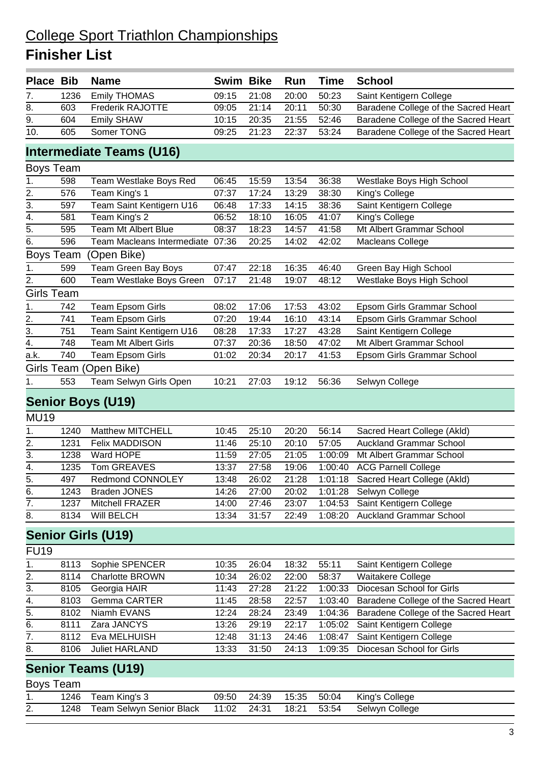# College Sport Triathlon Championships

## Finisher List

| Place | Bib | Name | Swim | Bike | Run | Time | School |
|---|---|---|---|---|---|---|---|
| 7. | 1236 | Emily THOMAS | 09:15 | 21:08 | 20:00 | 50:23 | Saint Kentigern College |
| 8. | 603 | Frederik RAJOTTE | 09:05 | 21:14 | 20:11 | 50:30 | Baradene College of the Sacred Heart |
| 9. | 604 | Emily SHAW | 10:15 | 20:35 | 21:55 | 52:46 | Baradene College of the Sacred Heart |
| 10. | 605 | Somer TONG | 09:25 | 21:23 | 22:37 | 53:24 | Baradene College of the Sacred Heart |

## Intermediate Teams (U16)

### Boys Team

| Place | Bib | Name | Swim | Bike | Run | Time | School |
|---|---|---|---|---|---|---|---|
| 1. | 598 | Team Westlake Boys Red | 06:45 | 15:59 | 13:54 | 36:38 | Westlake Boys High School |
| 2. | 576 | Team King's 1 | 07:37 | 17:24 | 13:29 | 38:30 | King's College |
| 3. | 597 | Team Saint Kentigern U16 | 06:48 | 17:33 | 14:15 | 38:36 | Saint Kentigern College |
| 4. | 581 | Team King's 2 | 06:52 | 18:10 | 16:05 | 41:07 | King's College |
| 5. | 595 | Team Mt Albert Blue | 08:37 | 18:23 | 14:57 | 41:58 | Mt Albert Grammar School |
| 6. | 596 | Team Macleans Intermediate | 07:36 | 20:25 | 14:02 | 42:02 | Macleans College |

### Boys Team (Open Bike)

| Place | Bib | Name | Swim | Bike | Run | Time | School |
|---|---|---|---|---|---|---|---|
| 1. | 599 | Team Green Bay Boys | 07:47 | 22:18 | 16:35 | 46:40 | Green Bay High School |
| 2. | 600 | Team Westlake Boys Green | 07:17 | 21:48 | 19:07 | 48:12 | Westlake Boys High School |

### Girls Team

| Place | Bib | Name | Swim | Bike | Run | Time | School |
|---|---|---|---|---|---|---|---|
| 1. | 742 | Team Epsom Girls | 08:02 | 17:06 | 17:53 | 43:02 | Epsom Girls Grammar School |
| 2. | 741 | Team Epsom Girls | 07:20 | 19:44 | 16:10 | 43:14 | Epsom Girls Grammar School |
| 3. | 751 | Team Saint Kentigern U16 | 08:28 | 17:33 | 17:27 | 43:28 | Saint Kentigern College |
| 4. | 748 | Team Mt Albert Girls | 07:37 | 20:36 | 18:50 | 47:02 | Mt Albert Grammar School |
| a.k. | 740 | Team Epsom Girls | 01:02 | 20:34 | 20:17 | 41:53 | Epsom Girls Grammar School |

### Girls Team (Open Bike)

| Place | Bib | Name | Swim | Bike | Run | Time | School |
|---|---|---|---|---|---|---|---|
| 1. | 553 | Team Selwyn Girls Open | 10:21 | 27:03 | 19:12 | 56:36 | Selwyn College |

## Senior Boys (U19)

### MU19

| Place | Bib | Name | Swim | Bike | Run | Time | School |
|---|---|---|---|---|---|---|---|
| 1. | 1240 | Matthew MITCHELL | 10:45 | 25:10 | 20:20 | 56:14 | Sacred Heart College (Akld) |
| 2. | 1231 | Felix MADDISON | 11:46 | 25:10 | 20:10 | 57:05 | Auckland Grammar School |
| 3. | 1238 | Ward HOPE | 11:59 | 27:05 | 21:05 | 1:00:09 | Mt Albert Grammar School |
| 4. | 1235 | Tom GREAVES | 13:37 | 27:58 | 19:06 | 1:00:40 | ACG Parnell College |
| 5. | 497 | Redmond CONNOLEY | 13:48 | 26:02 | 21:28 | 1:01:18 | Sacred Heart College (Akld) |
| 6. | 1243 | Braden JONES | 14:26 | 27:00 | 20:02 | 1:01:28 | Selwyn College |
| 7. | 1237 | Mitchell FRAZER | 14:00 | 27:46 | 23:07 | 1:04:53 | Saint Kentigern College |
| 8. | 8134 | Will BELCH | 13:34 | 31:57 | 22:49 | 1:08:20 | Auckland Grammar School |

## Senior Girls (U19)

### FU19

| Place | Bib | Name | Swim | Bike | Run | Time | School |
|---|---|---|---|---|---|---|---|
| 1. | 8113 | Sophie SPENCER | 10:35 | 26:04 | 18:32 | 55:11 | Saint Kentigern College |
| 2. | 8114 | Charlotte BROWN | 10:34 | 26:02 | 22:00 | 58:37 | Waitakere College |
| 3. | 8105 | Georgia HAIR | 11:43 | 27:28 | 21:22 | 1:00:33 | Diocesan School for Girls |
| 4. | 8103 | Gemma CARTER | 11:45 | 28:58 | 22:57 | 1:03:40 | Baradene College of the Sacred Heart |
| 5. | 8102 | Niamh EVANS | 12:24 | 28:24 | 23:49 | 1:04:36 | Baradene College of the Sacred Heart |
| 6. | 8111 | Zara JANCYS | 13:26 | 29:19 | 22:17 | 1:05:02 | Saint Kentigern College |
| 7. | 8112 | Eva MELHUISH | 12:48 | 31:13 | 24:46 | 1:08:47 | Saint Kentigern College |
| 8. | 8106 | Juliet HARLAND | 13:33 | 31:50 | 24:13 | 1:09:35 | Diocesan School for Girls |

## Senior Teams (U19)

### Boys Team

| Place | Bib | Name | Swim | Bike | Run | Time | School |
|---|---|---|---|---|---|---|---|
| 1. | 1246 | Team King's 3 | 09:50 | 24:39 | 15:35 | 50:04 | King's College |
| 2. | 1248 | Team Selwyn Senior Black | 11:02 | 24:31 | 18:21 | 53:54 | Selwyn College |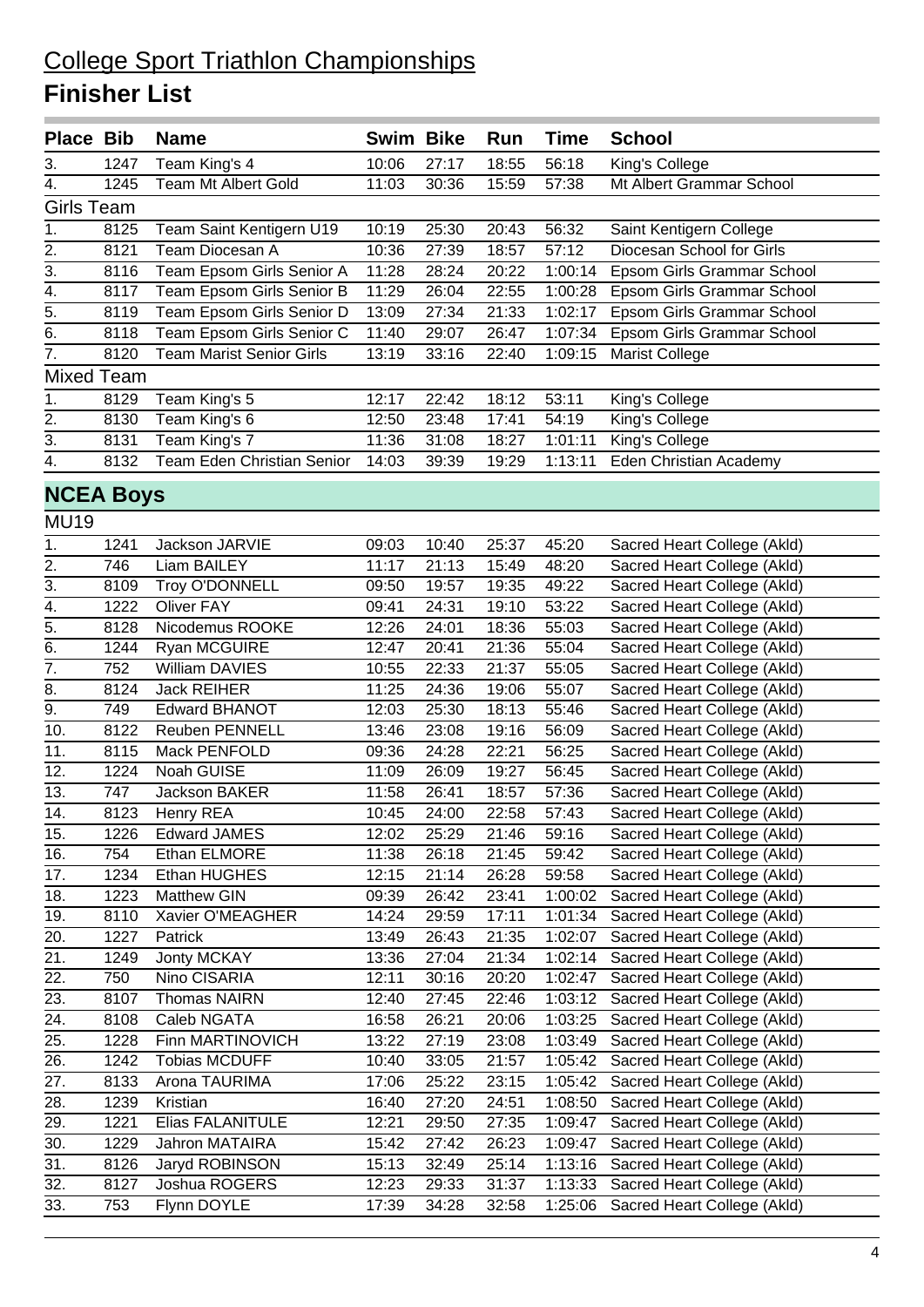# College Sport Triathlon Championships

## Finisher List

| Place | Bib | Name | Swim | Bike | Run | Time | School |
|---|---|---|---|---|---|---|---|
| 3. | 1247 | Team King's 4 | 10:06 | 27:17 | 18:55 | 56:18 | King's College |
| 4. | 1245 | Team Mt Albert Gold | 11:03 | 30:36 | 15:59 | 57:38 | Mt Albert Grammar School |
| **Girls Team** | | | | | | | |
| 1. | 8125 | Team Saint Kentigern U19 | 10:19 | 25:30 | 20:43 | 56:32 | Saint Kentigern College |
| 2. | 8121 | Team Diocesan A | 10:36 | 27:39 | 18:57 | 57:12 | Diocesan School for Girls |
| 3. | 8116 | Team Epsom Girls Senior A | 11:28 | 28:24 | 20:22 | 1:00:14 | Epsom Girls Grammar School |
| 4. | 8117 | Team Epsom Girls Senior B | 11:29 | 26:04 | 22:55 | 1:00:28 | Epsom Girls Grammar School |
| 5. | 8119 | Team Epsom Girls Senior D | 13:09 | 27:34 | 21:33 | 1:02:17 | Epsom Girls Grammar School |
| 6. | 8118 | Team Epsom Girls Senior C | 11:40 | 29:07 | 26:47 | 1:07:34 | Epsom Girls Grammar School |
| 7. | 8120 | Team Marist Senior Girls | 13:19 | 33:16 | 22:40 | 1:09:15 | Marist College |
| **Mixed Team** | | | | | | | |
| 1. | 8129 | Team King's 5 | 12:17 | 22:42 | 18:12 | 53:11 | King's College |
| 2. | 8130 | Team King's 6 | 12:50 | 23:48 | 17:41 | 54:19 | King's College |
| 3. | 8131 | Team King's 7 | 11:36 | 31:08 | 18:27 | 1:01:11 | King's College |
| 4. | 8132 | Team Eden Christian Senior | 14:03 | 39:39 | 19:29 | 1:13:11 | Eden Christian Academy |

## NCEA Boys

| Place | Bib | Name | Swim | Bike | Run | Time | School |
|---|---|---|---|---|---|---|---|
| **MU19** | | | | | | | |
| 1. | 1241 | Jackson JARVIE | 09:03 | 10:40 | 25:37 | 45:20 | Sacred Heart College (Akld) |
| 2. | 746 | Liam BAILEY | 11:17 | 21:13 | 15:49 | 48:20 | Sacred Heart College (Akld) |
| 3. | 8109 | Troy O'DONNELL | 09:50 | 19:57 | 19:35 | 49:22 | Sacred Heart College (Akld) |
| 4. | 1222 | Oliver FAY | 09:41 | 24:31 | 19:10 | 53:22 | Sacred Heart College (Akld) |
| 5. | 8128 | Nicodemus ROOKE | 12:26 | 24:01 | 18:36 | 55:03 | Sacred Heart College (Akld) |
| 6. | 1244 | Ryan MCGUIRE | 12:47 | 20:41 | 21:36 | 55:04 | Sacred Heart College (Akld) |
| 7. | 752 | William DAVIES | 10:55 | 22:33 | 21:37 | 55:05 | Sacred Heart College (Akld) |
| 8. | 8124 | Jack REIHER | 11:25 | 24:36 | 19:06 | 55:07 | Sacred Heart College (Akld) |
| 9. | 749 | Edward BHANOT | 12:03 | 25:30 | 18:13 | 55:46 | Sacred Heart College (Akld) |
| 10. | 8122 | Reuben PENNELL | 13:46 | 23:08 | 19:16 | 56:09 | Sacred Heart College (Akld) |
| 11. | 8115 | Mack PENFOLD | 09:36 | 24:28 | 22:21 | 56:25 | Sacred Heart College (Akld) |
| 12. | 1224 | Noah GUISE | 11:09 | 26:09 | 19:27 | 56:45 | Sacred Heart College (Akld) |
| 13. | 747 | Jackson BAKER | 11:58 | 26:41 | 18:57 | 57:36 | Sacred Heart College (Akld) |
| 14. | 8123 | Henry REA | 10:45 | 24:00 | 22:58 | 57:43 | Sacred Heart College (Akld) |
| 15. | 1226 | Edward JAMES | 12:02 | 25:29 | 21:46 | 59:16 | Sacred Heart College (Akld) |
| 16. | 754 | Ethan ELMORE | 11:38 | 26:18 | 21:45 | 59:42 | Sacred Heart College (Akld) |
| 17. | 1234 | Ethan HUGHES | 12:15 | 21:14 | 26:28 | 59:58 | Sacred Heart College (Akld) |
| 18. | 1223 | Matthew GIN | 09:39 | 26:42 | 23:41 | 1:00:02 | Sacred Heart College (Akld) |
| 19. | 8110 | Xavier O'MEAGHER | 14:24 | 29:59 | 17:11 | 1:01:34 | Sacred Heart College (Akld) |
| 20. | 1227 | Patrick | 13:49 | 26:43 | 21:35 | 1:02:07 | Sacred Heart College (Akld) |
| 21. | 1249 | Jonty MCKAY | 13:36 | 27:04 | 21:34 | 1:02:14 | Sacred Heart College (Akld) |
| 22. | 750 | Nino CISARIA | 12:11 | 30:16 | 20:20 | 1:02:47 | Sacred Heart College (Akld) |
| 23. | 8107 | Thomas NAIRN | 12:40 | 27:45 | 22:46 | 1:03:12 | Sacred Heart College (Akld) |
| 24. | 8108 | Caleb NGATA | 16:58 | 26:21 | 20:06 | 1:03:25 | Sacred Heart College (Akld) |
| 25. | 1228 | Finn MARTINOVICH | 13:22 | 27:19 | 23:08 | 1:03:49 | Sacred Heart College (Akld) |
| 26. | 1242 | Tobias MCDUFF | 10:40 | 33:05 | 21:57 | 1:05:42 | Sacred Heart College (Akld) |
| 27. | 8133 | Arona TAURIMA | 17:06 | 25:22 | 23:15 | 1:05:42 | Sacred Heart College (Akld) |
| 28. | 1239 | Kristian | 16:40 | 27:20 | 24:51 | 1:08:50 | Sacred Heart College (Akld) |
| 29. | 1221 | Elias FALANITULE | 12:21 | 29:50 | 27:35 | 1:09:47 | Sacred Heart College (Akld) |
| 30. | 1229 | Jahron MATAIRA | 15:42 | 27:42 | 26:23 | 1:09:47 | Sacred Heart College (Akld) |
| 31. | 8126 | Jaryd ROBINSON | 15:13 | 32:49 | 25:14 | 1:13:16 | Sacred Heart College (Akld) |
| 32. | 8127 | Joshua ROGERS | 12:23 | 29:33 | 31:37 | 1:13:33 | Sacred Heart College (Akld) |
| 33. | 753 | Flynn DOYLE | 17:39 | 34:28 | 32:58 | 1:25:06 | Sacred Heart College (Akld) |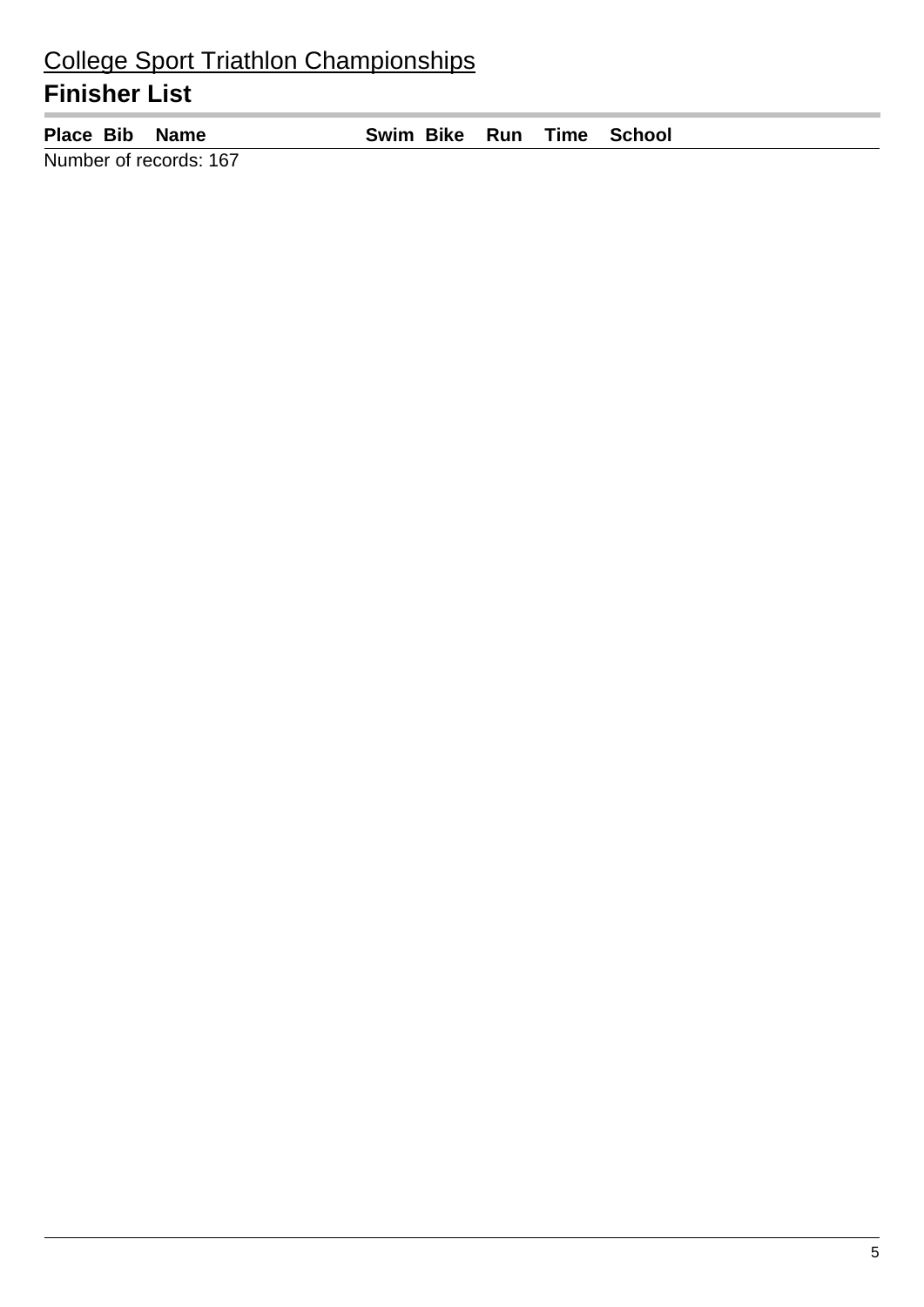College Sport Triathlon Championships

# Finisher List

| Place | Bib | Name | Swim | Bike | Run | Time | School |
|---|---|---|---|---|---|---|---|

Number of records: 167